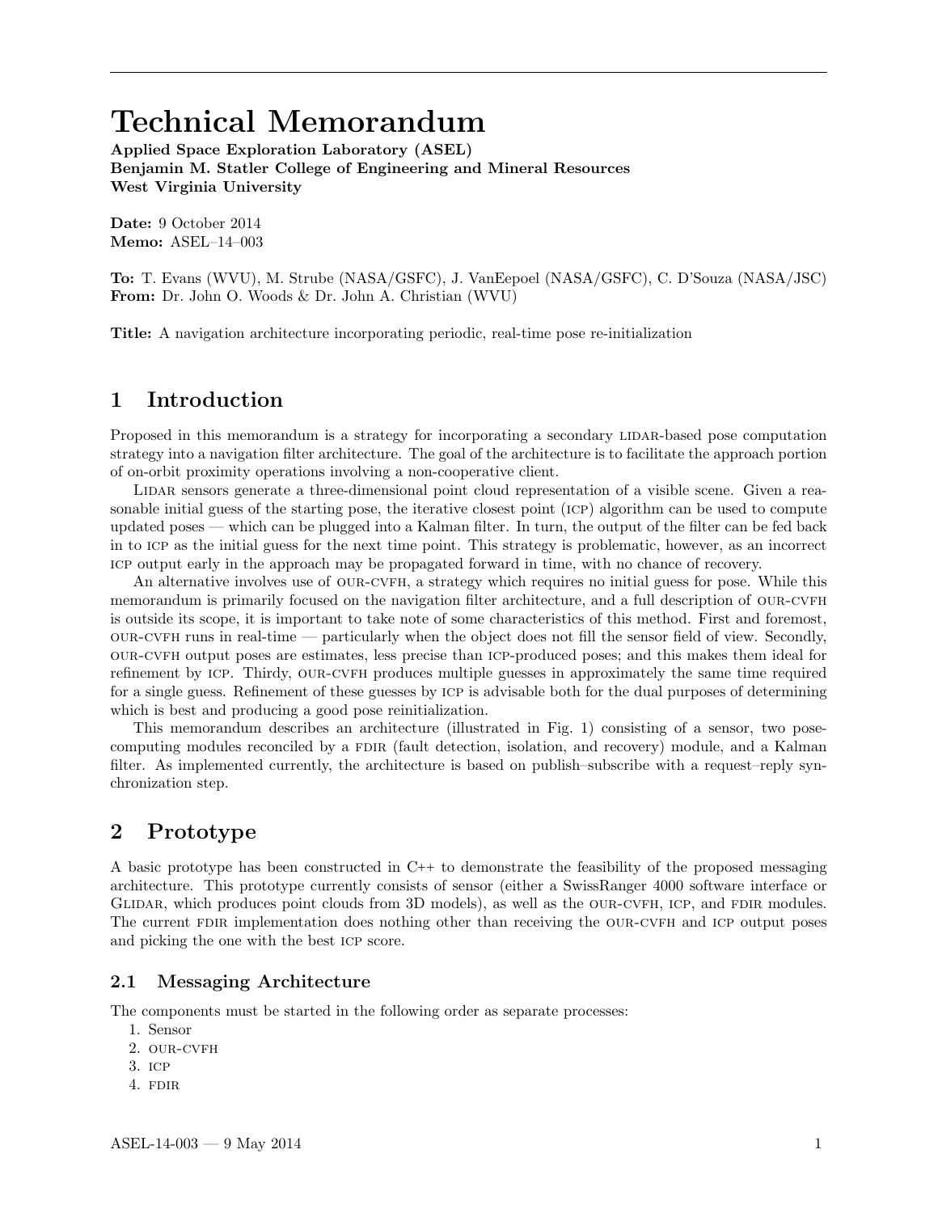# Technical Memorandum

**Applied Space Exploration Laboratory (ASEL)**
**Benjamin M. Statler College of Engineering and Mineral Resources**
**West Virginia University**

**Date:** 9 October 2014
**Memo:** ASEL–14–003

**To:** T. Evans (WVU), M. Strube (NASA/GSFC), J. VanEepoel (NASA/GSFC), C. D'Souza (NASA/JSC)
**From:** Dr. John O. Woods & Dr. John A. Christian (WVU)

**Title:** A navigation architecture incorporating periodic, real-time pose re-initialization

## 1 Introduction

Proposed in this memorandum is a strategy for incorporating a secondary LIDAR-based pose computation strategy into a navigation filter architecture. The goal of the architecture is to facilitate the approach portion of on-orbit proximity operations involving a non-cooperative client.

LIDAR sensors generate a three-dimensional point cloud representation of a visible scene. Given a reasonable initial guess of the starting pose, the iterative closest point (ICP) algorithm can be used to compute updated poses — which can be plugged into a Kalman filter. In turn, the output of the filter can be fed back in to ICP as the initial guess for the next time point. This strategy is problematic, however, as an incorrect ICP output early in the approach may be propagated forward in time, with no chance of recovery.

An alternative involves use of OUR-CVFH, a strategy which requires no initial guess for pose. While this memorandum is primarily focused on the navigation filter architecture, and a full description of OUR-CVFH is outside its scope, it is important to take note of some characteristics of this method. First and foremost, OUR-CVFH runs in real-time — particularly when the object does not fill the sensor field of view. Secondly, OUR-CVFH output poses are estimates, less precise than ICP-produced poses; and this makes them ideal for refinement by ICP. Thirdy, OUR-CVFH produces multiple guesses in approximately the same time required for a single guess. Refinement of these guesses by ICP is advisable both for the dual purposes of determining which is best and producing a good pose reinitialization.

This memorandum describes an architecture (illustrated in Fig. 1) consisting of a sensor, two pose-computing modules reconciled by a FDIR (fault detection, isolation, and recovery) module, and a Kalman filter. As implemented currently, the architecture is based on publish–subscribe with a request–reply synchronization step.

## 2 Prototype

A basic prototype has been constructed in C++ to demonstrate the feasibility of the proposed messaging architecture. This prototype currently consists of sensor (either a SwissRanger 4000 software interface or GLIDAR, which produces point clouds from 3D models), as well as the OUR-CVFH, ICP, and FDIR modules. The current FDIR implementation does nothing other than receiving the OUR-CVFH and ICP output poses and picking the one with the best ICP score.

### 2.1 Messaging Architecture

The components must be started in the following order as separate processes:

1. Sensor
2. OUR-CVFH
3. ICP
4. FDIR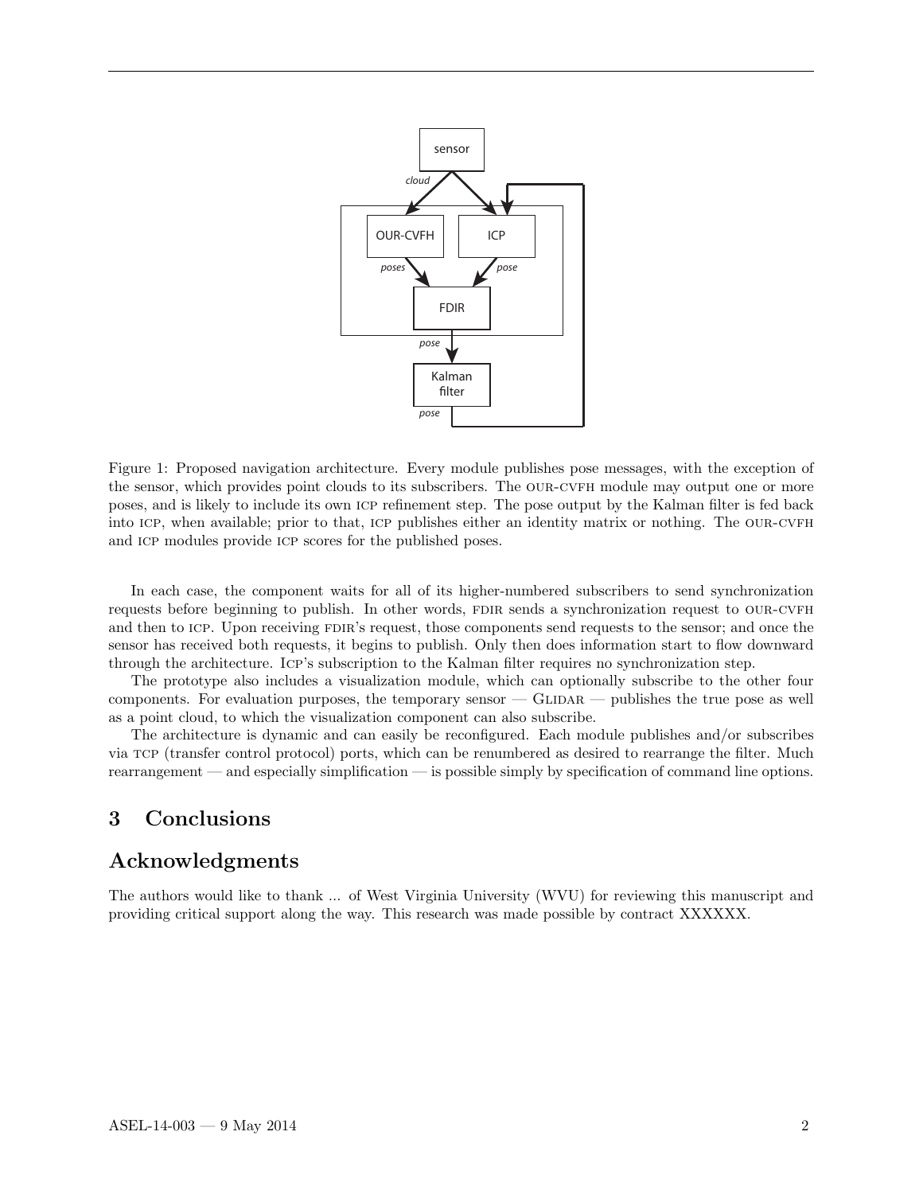sensor

cloud

OUR-CVFH

ICP

poses

pose

FDIR

pose

Kalman filter

pose

Figure 1: Proposed navigation architecture. Every module publishes pose messages, with the exception of the sensor, which provides point clouds to its subscribers. The OUR-CVFH module may output one or more poses, and is likely to include its own ICP refinement step. The pose output by the Kalman filter is fed back into ICP, when available; prior to that, ICP publishes either an identity matrix or nothing. The OUR-CVFH and ICP modules provide ICP scores for the published poses.

In each case, the component waits for all of its higher-numbered subscribers to send synchronization requests before beginning to publish. In other words, FDIR sends a synchronization request to OUR-CVFH and then to ICP. Upon receiving FDIR's request, those components send requests to the sensor; and once the sensor has received both requests, it begins to publish. Only then does information start to flow downward through the architecture. ICP's subscription to the Kalman filter requires no synchronization step.

The prototype also includes a visualization module, which can optionally subscribe to the other four components. For evaluation purposes, the temporary sensor — GLIDAR — publishes the true pose as well as a point cloud, to which the visualization component can also subscribe.

The architecture is dynamic and can easily be reconfigured. Each module publishes and/or subscribes via TCP (transfer control protocol) ports, which can be renumbered as desired to rearrange the filter. Much rearrangement — and especially simplification — is possible simply by specification of command line options.

## 3 Conclusions

## Acknowledgments

The authors would like to thank ... of West Virginia University (WVU) for reviewing this manuscript and providing critical support along the way. This research was made possible by contract XXXXXX.